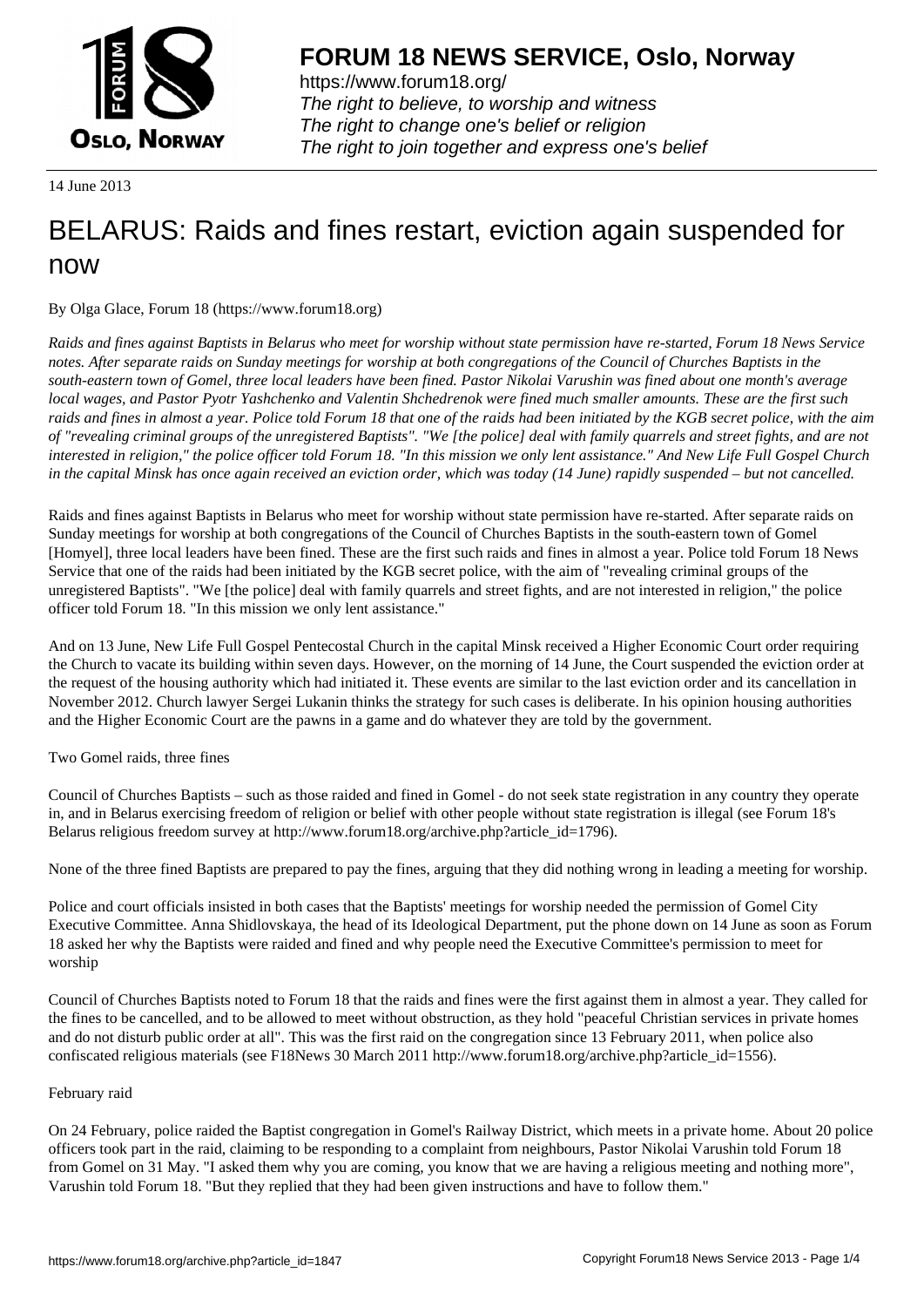# FORUM 18 NEWS SERVICE, Oslo, Norway

https://www.forum18.org/
*The right to believe, to worship and witness*
*The right to change one's belief or religion*
*The right to join together and express one's belief*

14 June 2013

# BELARUS: Raids and fines restart, eviction again suspended for now

By Olga Glace, Forum 18 (https://www.forum18.org)

*Raids and fines against Baptists in Belarus who meet for worship without state permission have re-started, Forum 18 News Service notes. After separate raids on Sunday meetings for worship at both congregations of the Council of Churches Baptists in the south-eastern town of Gomel, three local leaders have been fined. Pastor Nikolai Varushin was fined about one month's average local wages, and Pastor Pyotr Yashchenko and Valentin Shchedrenok were fined much smaller amounts. These are the first such raids and fines in almost a year. Police told Forum 18 that one of the raids had been initiated by the KGB secret police, with the aim of "revealing criminal groups of the unregistered Baptists". "We [the police] deal with family quarrels and street fights, and are not interested in religion," the police officer told Forum 18. "In this mission we only lent assistance." And New Life Full Gospel Church in the capital Minsk has once again received an eviction order, which was today (14 June) rapidly suspended – but not cancelled.*

Raids and fines against Baptists in Belarus who meet for worship without state permission have re-started. After separate raids on Sunday meetings for worship at both congregations of the Council of Churches Baptists in the south-eastern town of Gomel [Homyel], three local leaders have been fined. These are the first such raids and fines in almost a year. Police told Forum 18 News Service that one of the raids had been initiated by the KGB secret police, with the aim of "revealing criminal groups of the unregistered Baptists". "We [the police] deal with family quarrels and street fights, and are not interested in religion," the police officer told Forum 18. "In this mission we only lent assistance."

And on 13 June, New Life Full Gospel Pentecostal Church in the capital Minsk received a Higher Economic Court order requiring the Church to vacate its building within seven days. However, on the morning of 14 June, the Court suspended the eviction order at the request of the housing authority which had initiated it. These events are similar to the last eviction order and its cancellation in November 2012. Church lawyer Sergei Lukanin thinks the strategy for such cases is deliberate. In his opinion housing authorities and the Higher Economic Court are the pawns in a game and do whatever they are told by the government.

Two Gomel raids, three fines

Council of Churches Baptists – such as those raided and fined in Gomel - do not seek state registration in any country they operate in, and in Belarus exercising freedom of religion or belief with other people without state registration is illegal (see Forum 18's Belarus religious freedom survey at http://www.forum18.org/archive.php?article_id=1796).

None of the three fined Baptists are prepared to pay the fines, arguing that they did nothing wrong in leading a meeting for worship.

Police and court officials insisted in both cases that the Baptists' meetings for worship needed the permission of Gomel City Executive Committee. Anna Shidlovskaya, the head of its Ideological Department, put the phone down on 14 June as soon as Forum 18 asked her why the Baptists were raided and fined and why people need the Executive Committee's permission to meet for worship

Council of Churches Baptists noted to Forum 18 that the raids and fines were the first against them in almost a year. They called for the fines to be cancelled, and to be allowed to meet without obstruction, as they hold "peaceful Christian services in private homes and do not disturb public order at all". This was the first raid on the congregation since 13 February 2011, when police also confiscated religious materials (see F18News 30 March 2011 http://www.forum18.org/archive.php?article_id=1556).

February raid

On 24 February, police raided the Baptist congregation in Gomel's Railway District, which meets in a private home. About 20 police officers took part in the raid, claiming to be responding to a complaint from neighbours, Pastor Nikolai Varushin told Forum 18 from Gomel on 31 May. "I asked them why you are coming, you know that we are having a religious meeting and nothing more", Varushin told Forum 18. "But they replied that they had been given instructions and have to follow them."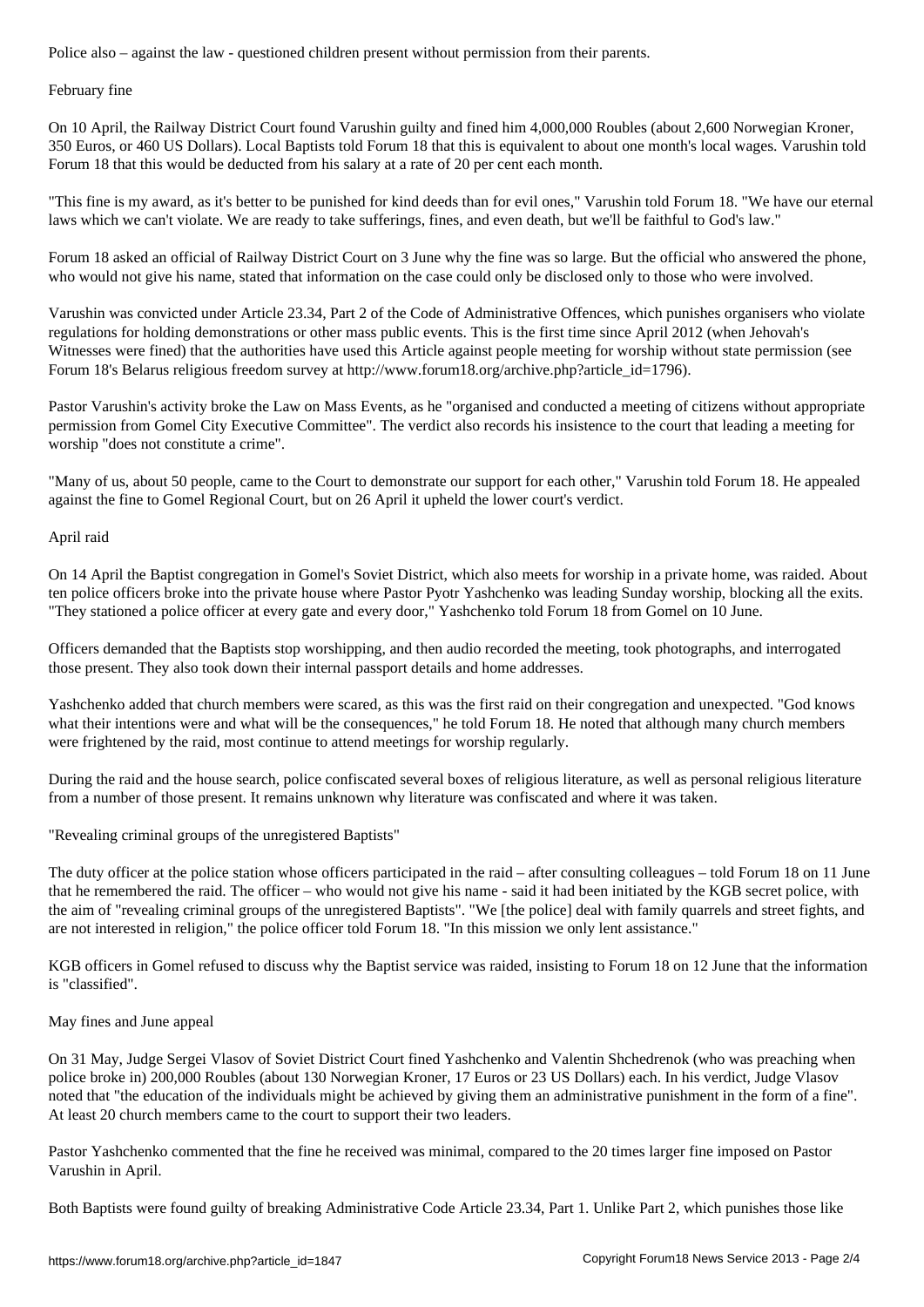Police also – against the law - questioned children present without permission from their parents.

## February fine

On 10 April, the Railway District Court found Varushin guilty and fined him 4,000,000 Roubles (about 2,600 Norwegian Kroner, 350 Euros, or 460 US Dollars). Local Baptists told Forum 18 that this is equivalent to about one month's local wages. Varushin told Forum 18 that this would be deducted from his salary at a rate of 20 per cent each month.

"This fine is my award, as it's better to be punished for kind deeds than for evil ones," Varushin told Forum 18. "We have our eternal laws which we can't violate. We are ready to take sufferings, fines, and even death, but we'll be faithful to God's law."

Forum 18 asked an official of Railway District Court on 3 June why the fine was so large. But the official who answered the phone, who would not give his name, stated that information on the case could only be disclosed only to those who were involved.

Varushin was convicted under Article 23.34, Part 2 of the Code of Administrative Offences, which punishes organisers who violate regulations for holding demonstrations or other mass public events. This is the first time since April 2012 (when Jehovah's Witnesses were fined) that the authorities have used this Article against people meeting for worship without state permission (see Forum 18's Belarus religious freedom survey at http://www.forum18.org/archive.php?article_id=1796).

Pastor Varushin's activity broke the Law on Mass Events, as he "organised and conducted a meeting of citizens without appropriate permission from Gomel City Executive Committee". The verdict also records his insistence to the court that leading a meeting for worship "does not constitute a crime".

"Many of us, about 50 people, came to the Court to demonstrate our support for each other," Varushin told Forum 18. He appealed against the fine to Gomel Regional Court, but on 26 April it upheld the lower court's verdict.

## April raid

On 14 April the Baptist congregation in Gomel's Soviet District, which also meets for worship in a private home, was raided. About ten police officers broke into the private house where Pastor Pyotr Yashchenko was leading Sunday worship, blocking all the exits. "They stationed a police officer at every gate and every door," Yashchenko told Forum 18 from Gomel on 10 June.

Officers demanded that the Baptists stop worshipping, and then audio recorded the meeting, took photographs, and interrogated those present. They also took down their internal passport details and home addresses.

Yashchenko added that church members were scared, as this was the first raid on their congregation and unexpected. "God knows what their intentions were and what will be the consequences," he told Forum 18. He noted that although many church members were frightened by the raid, most continue to attend meetings for worship regularly.

During the raid and the house search, police confiscated several boxes of religious literature, as well as personal religious literature from a number of those present. It remains unknown why literature was confiscated and where it was taken.

## "Revealing criminal groups of the unregistered Baptists"

The duty officer at the police station whose officers participated in the raid – after consulting colleagues – told Forum 18 on 11 June that he remembered the raid. The officer – who would not give his name - said it had been initiated by the KGB secret police, with the aim of "revealing criminal groups of the unregistered Baptists". "We [the police] deal with family quarrels and street fights, and are not interested in religion," the police officer told Forum 18. "In this mission we only lent assistance."

KGB officers in Gomel refused to discuss why the Baptist service was raided, insisting to Forum 18 on 12 June that the information is "classified".

## May fines and June appeal

On 31 May, Judge Sergei Vlasov of Soviet District Court fined Yashchenko and Valentin Shchedrenok (who was preaching when police broke in) 200,000 Roubles (about 130 Norwegian Kroner, 17 Euros or 23 US Dollars) each. In his verdict, Judge Vlasov noted that "the education of the individuals might be achieved by giving them an administrative punishment in the form of a fine". At least 20 church members came to the court to support their two leaders.

Pastor Yashchenko commented that the fine he received was minimal, compared to the 20 times larger fine imposed on Pastor Varushin in April.

Both Baptists were found guilty of breaking Administrative Code Article 23.34, Part 1. Unlike Part 2, which punishes those like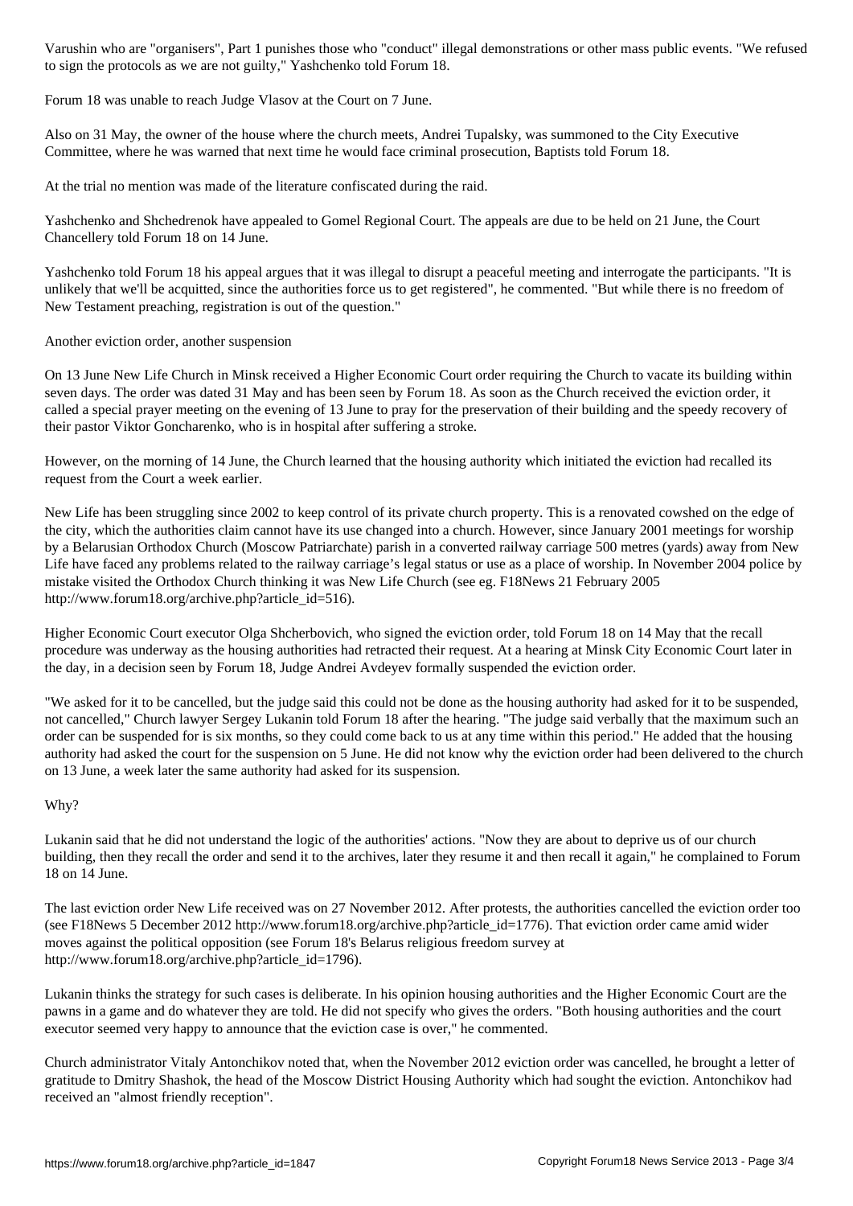Varushin who are "organisers", Part 1 punishes those who "conduct" illegal demonstrations or other mass public events. "We refused to sign the protocols as we are not guilty," Yashchenko told Forum 18.

Forum 18 was unable to reach Judge Vlasov at the Court on 7 June.

Also on 31 May, the owner of the house where the church meets, Andrei Tupalsky, was summoned to the City Executive Committee, where he was warned that next time he would face criminal prosecution, Baptists told Forum 18.

At the trial no mention was made of the literature confiscated during the raid.

Yashchenko and Shchedrenok have appealed to Gomel Regional Court. The appeals are due to be held on 21 June, the Court Chancellery told Forum 18 on 14 June.

Yashchenko told Forum 18 his appeal argues that it was illegal to disrupt a peaceful meeting and interrogate the participants. "It is unlikely that we'll be acquitted, since the authorities force us to get registered", he commented. "But while there is no freedom of New Testament preaching, registration is out of the question."

## Another eviction order, another suspension

On 13 June New Life Church in Minsk received a Higher Economic Court order requiring the Church to vacate its building within seven days. The order was dated 31 May and has been seen by Forum 18. As soon as the Church received the eviction order, it called a special prayer meeting on the evening of 13 June to pray for the preservation of their building and the speedy recovery of their pastor Viktor Goncharenko, who is in hospital after suffering a stroke.

However, on the morning of 14 June, the Church learned that the housing authority which initiated the eviction had recalled its request from the Court a week earlier.

New Life has been struggling since 2002 to keep control of its private church property. This is a renovated cowshed on the edge of the city, which the authorities claim cannot have its use changed into a church. However, since January 2001 meetings for worship by a Belarusian Orthodox Church (Moscow Patriarchate) parish in a converted railway carriage 500 metres (yards) away from New Life have faced any problems related to the railway carriage's legal status or use as a place of worship. In November 2004 police by mistake visited the Orthodox Church thinking it was New Life Church (see eg. F18News 21 February 2005 http://www.forum18.org/archive.php?article_id=516).

Higher Economic Court executor Olga Shcherbovich, who signed the eviction order, told Forum 18 on 14 May that the recall procedure was underway as the housing authorities had retracted their request. At a hearing at Minsk City Economic Court later in the day, in a decision seen by Forum 18, Judge Andrei Avdeyev formally suspended the eviction order.

"We asked for it to be cancelled, but the judge said this could not be done as the housing authority had asked for it to be suspended, not cancelled," Church lawyer Sergey Lukanin told Forum 18 after the hearing. "The judge said verbally that the maximum such an order can be suspended for is six months, so they could come back to us at any time within this period." He added that the housing authority had asked the court for the suspension on 5 June. He did not know why the eviction order had been delivered to the church on 13 June, a week later the same authority had asked for its suspension.

## Why?

Lukanin said that he did not understand the logic of the authorities' actions. "Now they are about to deprive us of our church building, then they recall the order and send it to the archives, later they resume it and then recall it again," he complained to Forum 18 on 14 June.

The last eviction order New Life received was on 27 November 2012. After protests, the authorities cancelled the eviction order too (see F18News 5 December 2012 http://www.forum18.org/archive.php?article_id=1776). That eviction order came amid wider moves against the political opposition (see Forum 18's Belarus religious freedom survey at http://www.forum18.org/archive.php?article_id=1796).

Lukanin thinks the strategy for such cases is deliberate. In his opinion housing authorities and the Higher Economic Court are the pawns in a game and do whatever they are told. He did not specify who gives the orders. "Both housing authorities and the court executor seemed very happy to announce that the eviction case is over," he commented.

Church administrator Vitaly Antonchikov noted that, when the November 2012 eviction order was cancelled, he brought a letter of gratitude to Dmitry Shashok, the head of the Moscow District Housing Authority which had sought the eviction. Antonchikov had received an "almost friendly reception".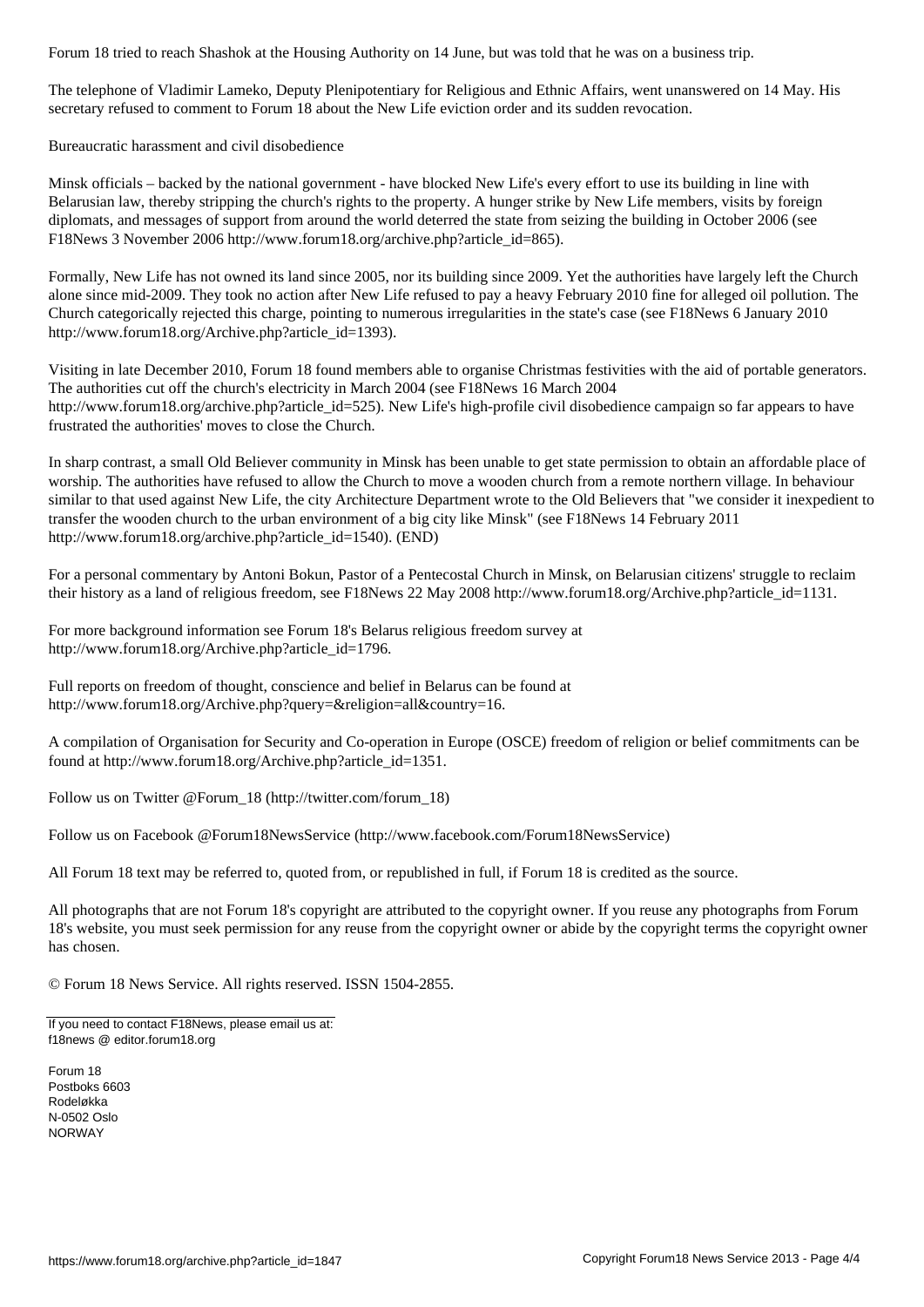Forum 18 tried to reach Shashok at the Housing Authority on 14 June, but was told that he was on a business trip.

The telephone of Vladimir Lameko, Deputy Plenipotentiary for Religious and Ethnic Affairs, went unanswered on 14 May. His secretary refused to comment to Forum 18 about the New Life eviction order and its sudden revocation.

## Bureaucratic harassment and civil disobedience

Minsk officials – backed by the national government - have blocked New Life's every effort to use its building in line with Belarusian law, thereby stripping the church's rights to the property. A hunger strike by New Life members, visits by foreign diplomats, and messages of support from around the world deterred the state from seizing the building in October 2006 (see F18News 3 November 2006 http://www.forum18.org/archive.php?article_id=865).

Formally, New Life has not owned its land since 2005, nor its building since 2009. Yet the authorities have largely left the Church alone since mid-2009. They took no action after New Life refused to pay a heavy February 2010 fine for alleged oil pollution. The Church categorically rejected this charge, pointing to numerous irregularities in the state's case (see F18News 6 January 2010 http://www.forum18.org/Archive.php?article_id=1393).

Visiting in late December 2010, Forum 18 found members able to organise Christmas festivities with the aid of portable generators. The authorities cut off the church's electricity in March 2004 (see F18News 16 March 2004 http://www.forum18.org/archive.php?article_id=525). New Life's high-profile civil disobedience campaign so far appears to have frustrated the authorities' moves to close the Church.

In sharp contrast, a small Old Believer community in Minsk has been unable to get state permission to obtain an affordable place of worship. The authorities have refused to allow the Church to move a wooden church from a remote northern village. In behaviour similar to that used against New Life, the city Architecture Department wrote to the Old Believers that "we consider it inexpedient to transfer the wooden church to the urban environment of a big city like Minsk" (see F18News 14 February 2011 http://www.forum18.org/Archive.php?article_id=1540). (END)

For a personal commentary by Antoni Bokun, Pastor of a Pentecostal Church in Minsk, on Belarusian citizens' struggle to reclaim their history as a land of religious freedom, see F18News 22 May 2008 http://www.forum18.org/Archive.php?article_id=1131.

For more background information see Forum 18's Belarus religious freedom survey at http://www.forum18.org/Archive.php?article_id=1796.

Full reports on freedom of thought, conscience and belief in Belarus can be found at http://www.forum18.org/Archive.php?query=&religion=all&country=16.

A compilation of Organisation for Security and Co-operation in Europe (OSCE) freedom of religion or belief commitments can be found at http://www.forum18.org/Archive.php?article_id=1351.

Follow us on Twitter @Forum_18 (http://twitter.com/forum_18)

Follow us on Facebook @Forum18NewsService (http://www.facebook.com/Forum18NewsService)

All Forum 18 text may be referred to, quoted from, or republished in full, if Forum 18 is credited as the source.

All photographs that are not Forum 18's copyright are attributed to the copyright owner. If you reuse any photographs from Forum 18's website, you must seek permission for any reuse from the copyright owner or abide by the copyright terms the copyright owner has chosen.

© Forum 18 News Service. All rights reserved. ISSN 1504-2855.

If you need to contact F18News, please email us at:
f18news @ editor.forum18.org

Forum 18
Postboks 6603
Rodeløkka
N-0502 Oslo
NORWAY